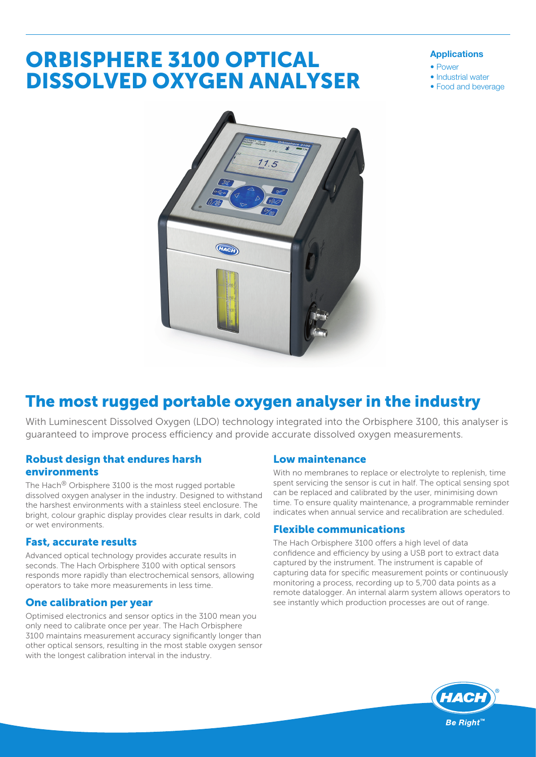# ORBISPHERE 3100 OPTICAL DISSOLVED OXYGEN ANALYSER

**Applications**

- Power
- Industrial water
- Food and beverage

## The most rugged portable oxygen analyser in the industry

With Luminescent Dissolved Oxygen (LDO) technology integrated into the Orbisphere 3100, this analyser is guaranteed to improve process efficiency and provide accurate dissolved oxygen measurements.

### Robust design that endures harsh environments

The Hach® Orbisphere 3100 is the most rugged portable dissolved oxygen analyser in the industry. Designed to withstand the harshest environments with a stainless steel enclosure. The bright, colour graphic display provides clear results in dark, cold or wet environments.

### Fast, accurate results

Advanced optical technology provides accurate results in seconds. The Hach Orbisphere 3100 with optical sensors responds more rapidly than electrochemical sensors, allowing operators to take more measurements in less time.

### One calibration per year

Optimised electronics and sensor optics in the 3100 mean you only need to calibrate once per year. The Hach Orbisphere 3100 maintains measurement accuracy significantly longer than other optical sensors, resulting in the most stable oxygen sensor with the longest calibration interval in the industry.

### Low maintenance

With no membranes to replace or electrolyte to replenish, time spent servicing the sensor is cut in half. The optical sensing spot can be replaced and calibrated by the user, minimising down time. To ensure quality maintenance, a programmable reminder indicates when annual service and recalibration are scheduled.

### Flexible communications

The Hach Orbisphere 3100 offers a high level of data confidence and efficiency by using a USB port to extract data captured by the instrument. The instrument is capable of capturing data for specific measurement points or continuously monitoring a process, recording up to 5,700 data points as a remote datalogger. An internal alarm system allows operators to see instantly which production processes are out of range.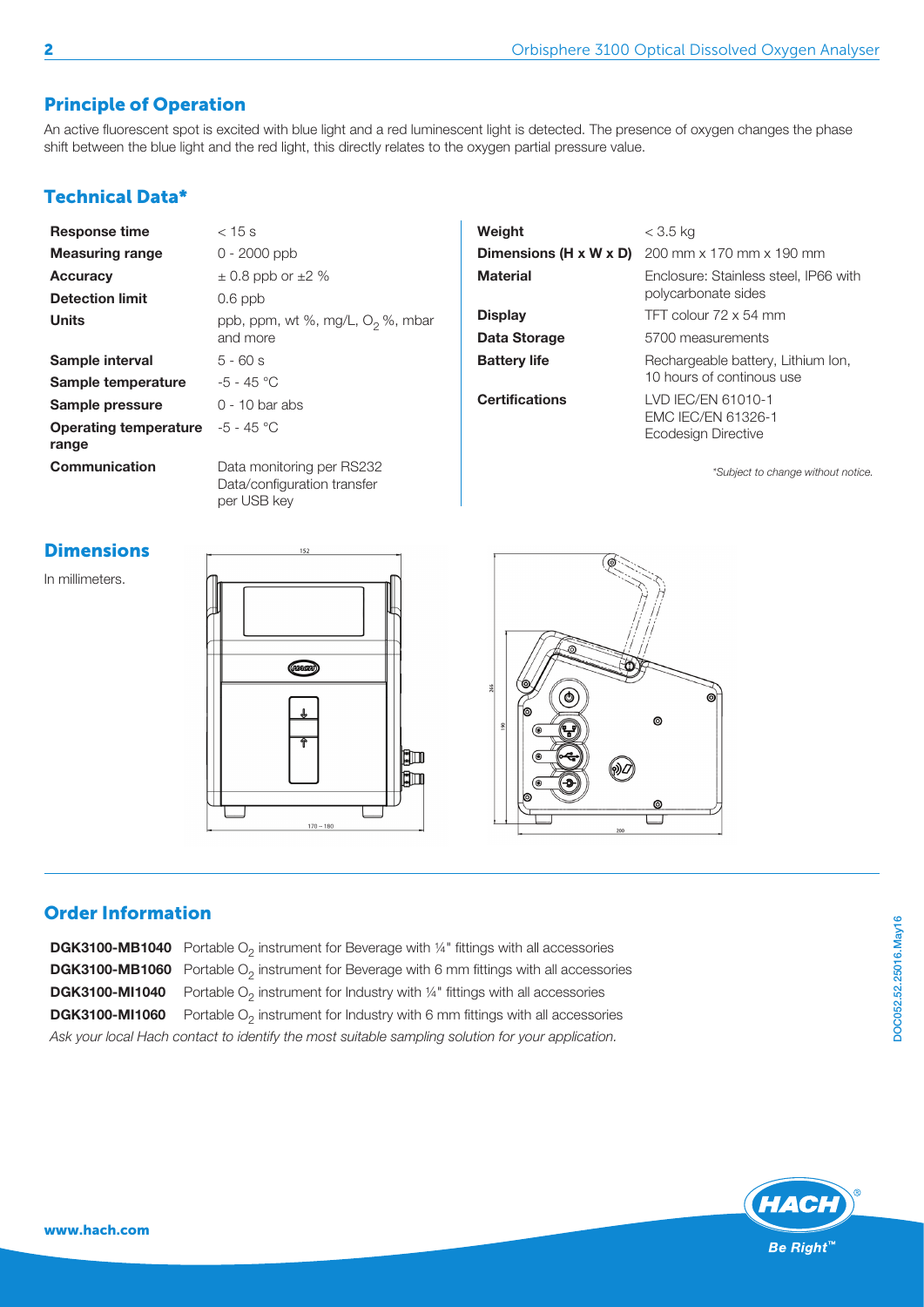## Principle of Operation

An active fluorescent spot is excited with blue light and a red luminescent light is detected. The presence of oxygen changes the phase shift between the blue light and the red light, this directly relates to the oxygen partial pressure value.

## Technical Data*

| | |
|---|---|
| **Response time** | < 15 s |
| **Measuring range** | 0 - 2000 ppb |
| **Accuracy** | ± 0.8 ppb or ±2 % |
| **Detection limit** | 0.6 ppb |
| **Units** | ppb, ppm, wt %, mg/L, $O_2$ %, mbar and more |
| **Sample interval** | 5 - 60 s |
| **Sample temperature** | -5 - 45 °C |
| **Sample pressure** | 0 - 10 bar abs |
| **Operating temperature range** | -5 - 45 °C |
| **Communication** | Data monitoring per RS232<br>Data/configuration transfer per USB key |
| **Weight** | < 3.5 kg |
| **Dimensions (H x W x D)** | 200 mm x 170 mm x 190 mm |
| **Material** | Enclosure: Stainless steel, IP66 with polycarbonate sides |
| **Display** | TFT colour 72 x 54 mm |
| **Data Storage** | 5700 measurements |
| **Battery life** | Rechargeable battery, Lithium Ion, 10 hours of continous use |
| **Certifications** | LVD IEC/EN 61010-1<br>EMC IEC/EN 61326-1<br>Ecodesign Directive |

*\*Subject to change without notice.*

## Dimensions

In millimeters.

152

170 – 180

265

190

200

## Order Information

**DGK3100-MB1040** Portable $O_2$ instrument for Beverage with ¼" fittings with all accessories

**DGK3100-MB1060** Portable $O_2$ instrument for Beverage with 6 mm fittings with all accessories

**DGK3100-MI1040** Portable $O_2$ instrument for Industry with ¼" fittings with all accessories

**DGK3100-MI1060** Portable $O_2$ instrument for Industry with 6 mm fittings with all accessories

*Ask your local Hach contact to identify the most suitable sampling solution for your application.*

DOC052.52.25016.May16

www.hach.com

HACH Be Right™